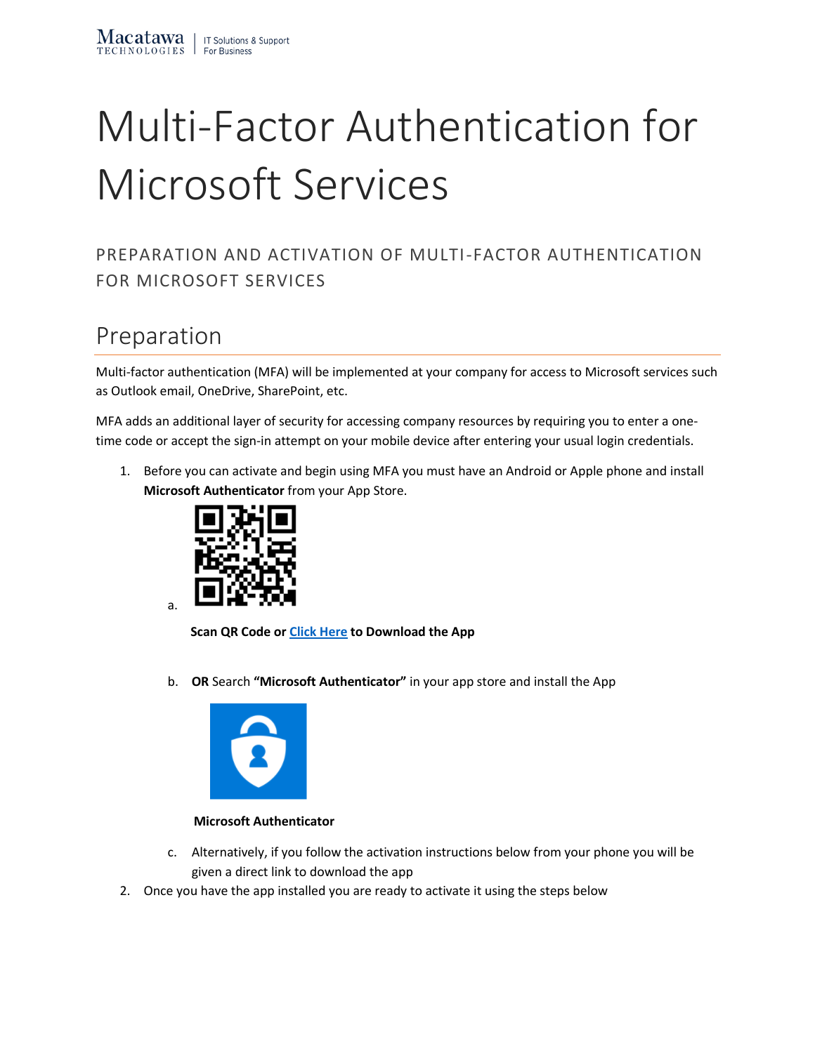# Multi-Factor Authentication for Microsoft Services

## PREPARATION AND ACTIVATION OF MULTI-FACTOR AUTHENTICATION FOR MICROSOFT SERVICES

## Preparation

Multi-factor authentication (MFA) will be implemented at your company for access to Microsoft services such as Outlook email, OneDrive, SharePoint, etc.

MFA adds an additional layer of security for accessing company resources by requiring you to enter a one-time code or accept the sign-in attempt on your mobile device after entering your usual login credentials.

1. Before you can activate and begin using MFA you must have an Android or Apple phone and install **Microsoft Authenticator** from your App Store.
   a. **Scan QR Code or Click Here to Download the App**
   b. **OR** Search **"Microsoft Authenticator"** in your app store and install the App

      **Microsoft Authenticator**
   c. Alternatively, if you follow the activation instructions below from your phone you will be given a direct link to download the app
2. Once you have the app installed you are ready to activate it using the steps below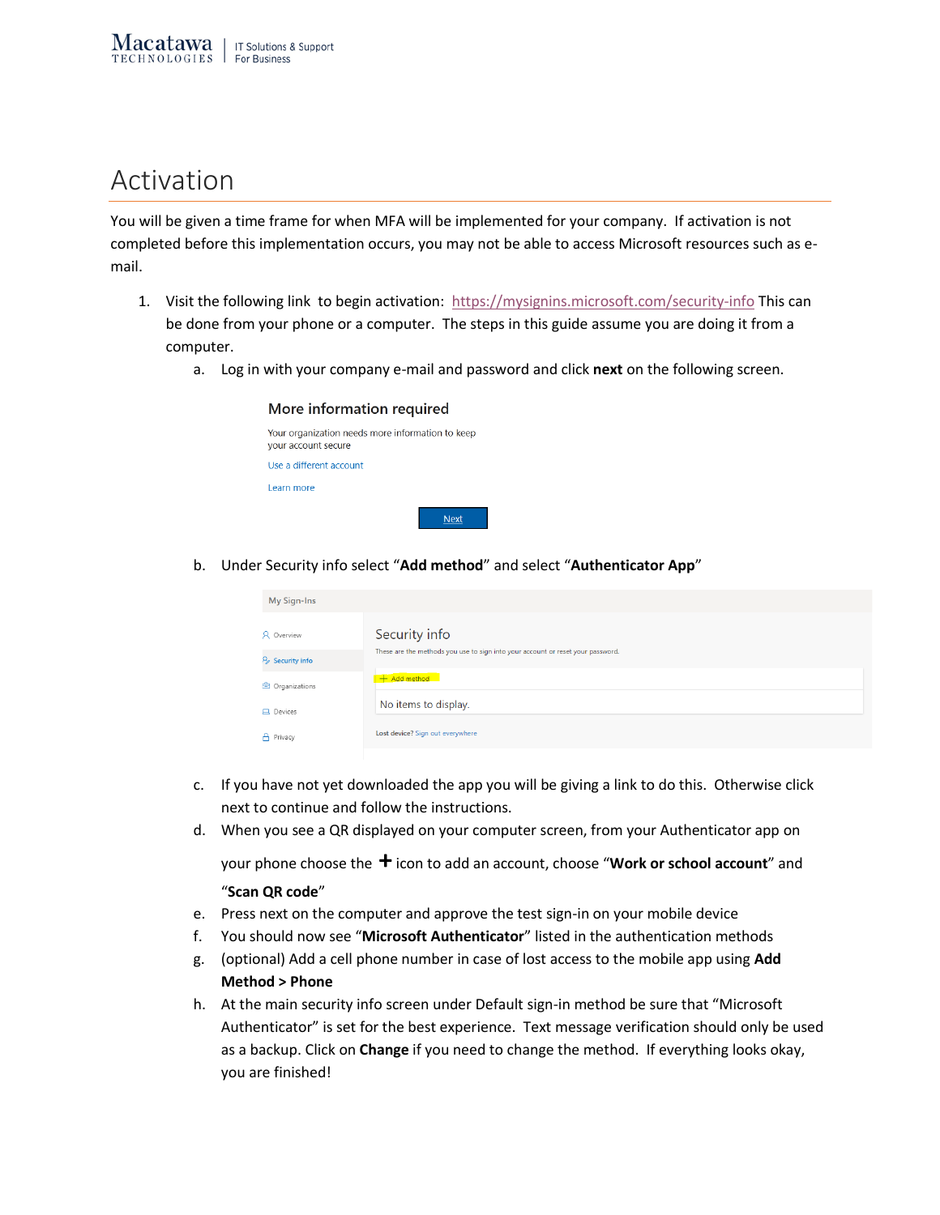# Activation

You will be given a time frame for when MFA will be implemented for your company. If activation is not completed before this implementation occurs, you may not be able to access Microsoft resources such as e-mail.

1. Visit the following link to begin activation: https://mysignins.microsoft.com/security-info This can be done from your phone or a computer. The steps in this guide assume you are doing it from a computer.
   a. Log in with your company e-mail and password and click **next** on the following screen.

      More information required

      Your organization needs more information to keep your account secure

      Use a different account

      Learn more

      Next

   b. Under Security info select "**Add method**" and select "**Authenticator App**"

      My Sign-Ins

      Overview

      Security info

      Organizations

      Devices

      Privacy

      Security info

      These are the methods you use to sign into your account or reset your password.

      + Add method

      No items to display.

      Lost device? Sign out everywhere

   c. If you have not yet downloaded the app you will be giving a link to do this. Otherwise click next to continue and follow the instructions.
   d. When you see a QR displayed on your computer screen, from your Authenticator app on your phone choose the **+** icon to add an account, choose "**Work or school account**" and "**Scan QR code**"
   e. Press next on the computer and approve the test sign-in on your mobile device
   f. You should now see "**Microsoft Authenticator**" listed in the authentication methods
   g. (optional) Add a cell phone number in case of lost access to the mobile app using **Add Method > Phone**
   h. At the main security info screen under Default sign-in method be sure that "Microsoft Authenticator" is set for the best experience. Text message verification should only be used as a backup. Click on **Change** if you need to change the method. If everything looks okay, you are finished!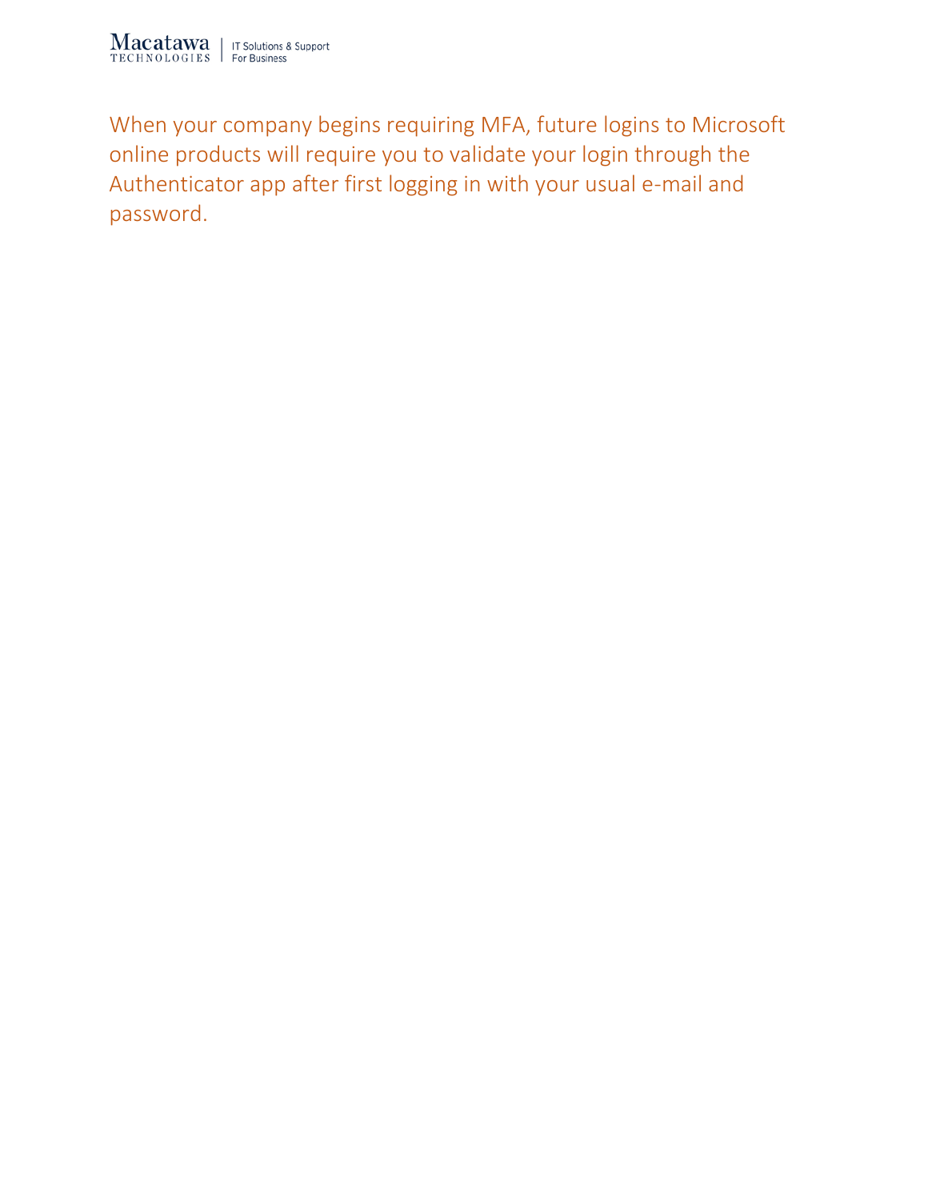When your company begins requiring MFA, future logins to Microsoft online products will require you to validate your login through the Authenticator app after first logging in with your usual e-mail and password.